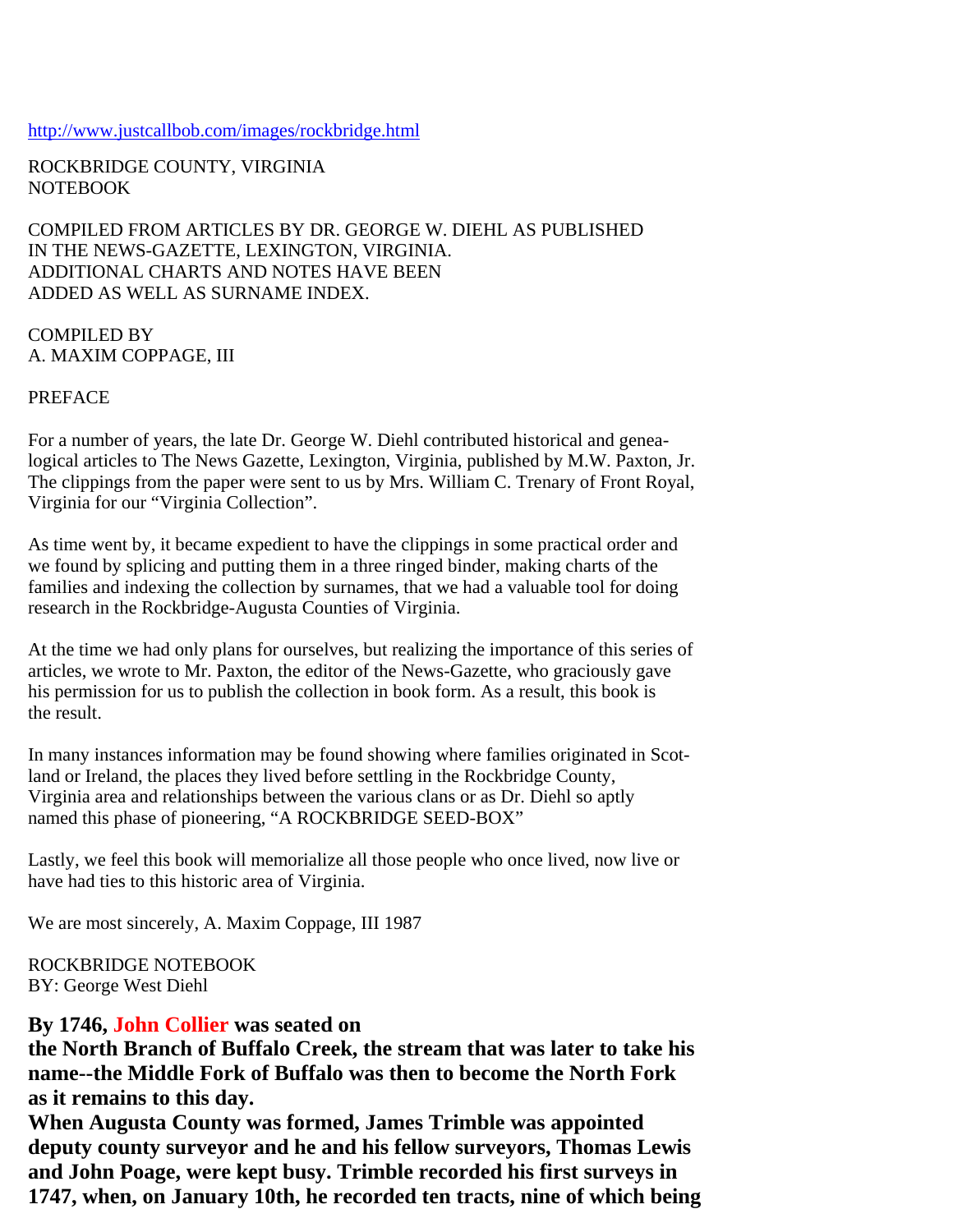http://www.justcallbob.com/images/rockbridge.html

ROCKBRIDGE COUNTY, VIRGINIA
NOTEBOOK

COMPILED FROM ARTICLES BY DR. GEORGE W. DIEHL AS PUBLISHED IN THE NEWS-GAZETTE, LEXINGTON, VIRGINIA.
ADDITIONAL CHARTS AND NOTES HAVE BEEN ADDED AS WELL AS SURNAME INDEX.

COMPILED BY
A. MAXIM COPPAGE, III

PREFACE

For a number of years, the late Dr. George W. Diehl contributed historical and genealogical articles to The News Gazette, Lexington, Virginia, published by M.W. Paxton, Jr. The clippings from the paper were sent to us by Mrs. William C. Trenary of Front Royal, Virginia for our "Virginia Collection".

As time went by, it became expedient to have the clippings in some practical order and we found by splicing and putting them in a three ringed binder, making charts of the families and indexing the collection by surnames, that we had a valuable tool for doing research in the Rockbridge-Augusta Counties of Virginia.

At the time we had only plans for ourselves, but realizing the importance of this series of articles, we wrote to Mr. Paxton, the editor of the News-Gazette, who graciously gave his permission for us to publish the collection in book form. As a result, this book is the result.

In many instances information may be found showing where families originated in Scotland or Ireland, the places they lived before settling in the Rockbridge County, Virginia area and relationships between the various clans or as Dr. Diehl so aptly named this phase of pioneering, "A ROCKBRIDGE SEED-BOX"

Lastly, we feel this book will memorialize all those people who once lived, now live or have had ties to this historic area of Virginia.

We are most sincerely, A. Maxim Coppage, III 1987

ROCKBRIDGE NOTEBOOK
BY: George West Diehl

**By 1746, John Collier was seated on the North Branch of Buffalo Creek, the stream that was later to take his name--the Middle Fork of Buffalo was then to become the North Fork as it remains to this day.**
**When Augusta County was formed, James Trimble was appointed deputy county surveyor and he and his fellow surveyors, Thomas Lewis and John Poage, were kept busy. Trimble recorded his first surveys in 1747, when, on January 10th, he recorded ten tracts, nine of which being**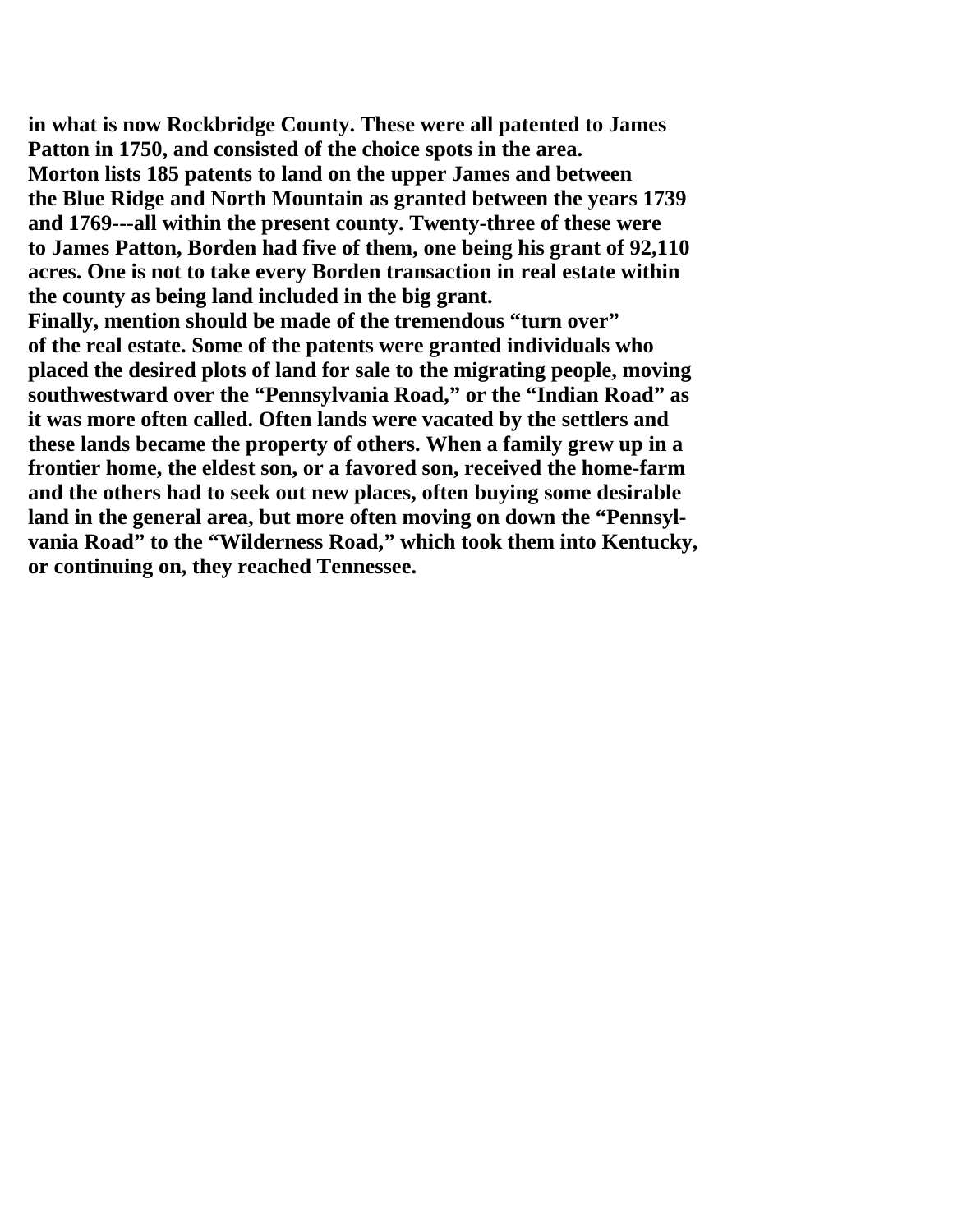**in what is now Rockbridge County. These were all patented to James Patton in 1750, and consisted of the choice spots in the area.**

**Morton lists 185 patents to land on the upper James and between the Blue Ridge and North Mountain as granted between the years 1739 and 1769---all within the present county. Twenty-three of these were to James Patton, Borden had five of them, one being his grant of 92,110 acres. One is not to take every Borden transaction in real estate within the county as being land included in the big grant.**

**Finally, mention should be made of the tremendous "turn over" of the real estate. Some of the patents were granted individuals who placed the desired plots of land for sale to the migrating people, moving southwestward over the "Pennsylvania Road," or the "Indian Road" as it was more often called. Often lands were vacated by the settlers and these lands became the property of others. When a family grew up in a frontier home, the eldest son, or a favored son, received the home-farm and the others had to seek out new places, often buying some desirable land in the general area, but more often moving on down the "Pennsylvania Road" to the "Wilderness Road," which took them into Kentucky, or continuing on, they reached Tennessee.**